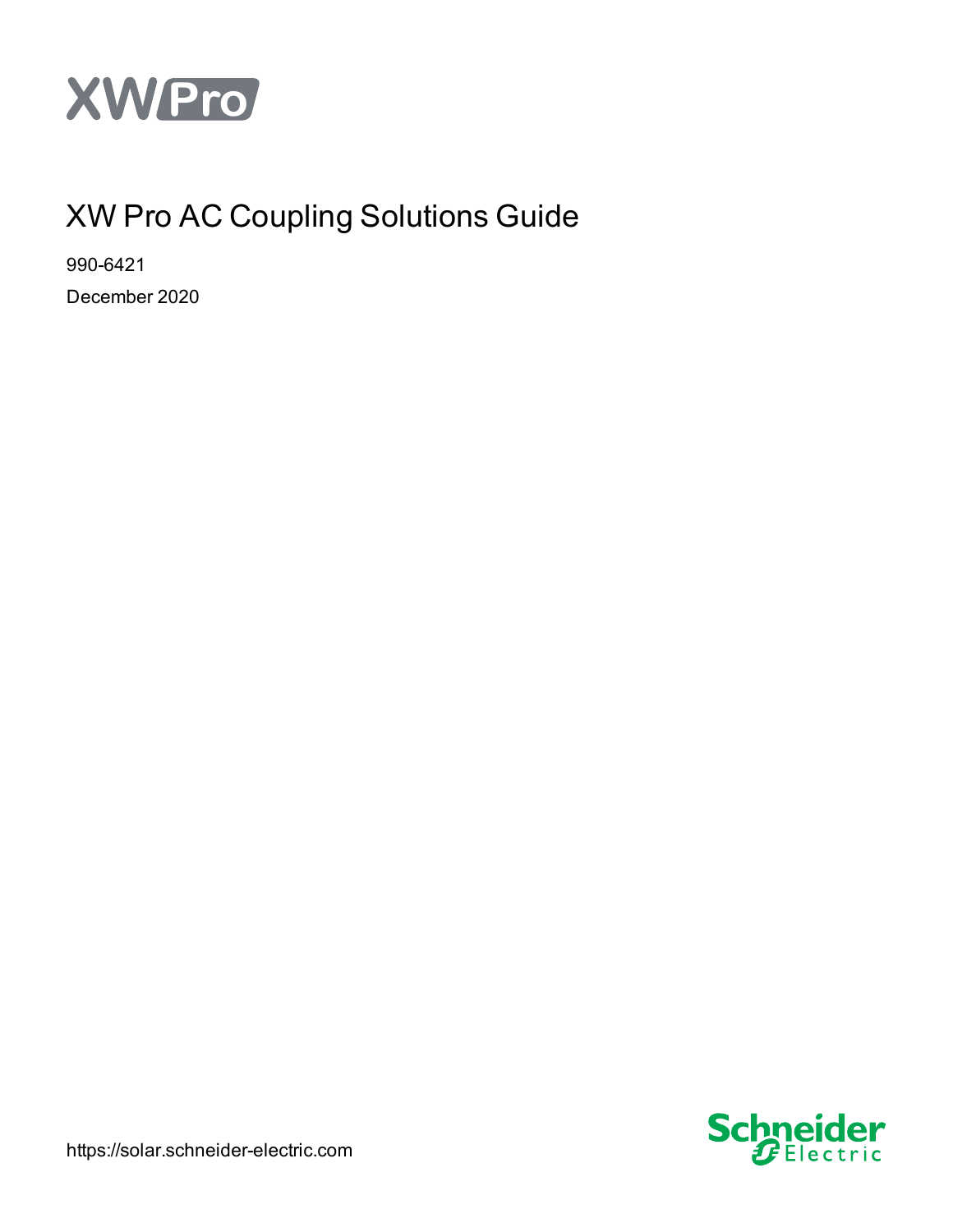XW Pro

# XW Pro AC Coupling Solutions Guide

990-6421

December 2020

https://solar.schneider-electric.com

Schneider Electric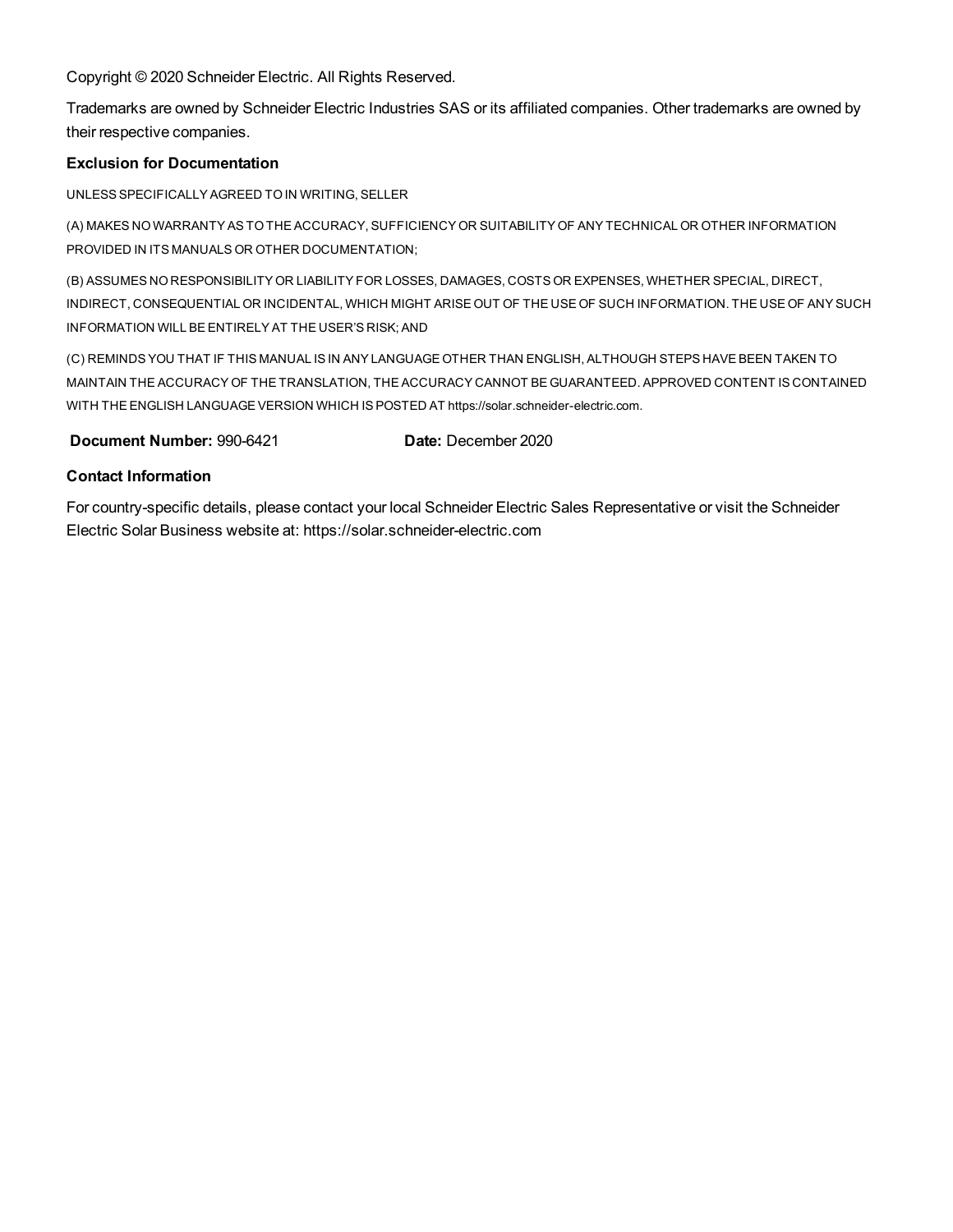Copyright © 2020 Schneider Electric. All Rights Reserved.

Trademarks are owned by Schneider Electric Industries SAS or its affiliated companies. Other trademarks are owned by their respective companies.

**Exclusion for Documentation**

UNLESS SPECIFICALLY AGREED TO IN WRITING, SELLER

(A) MAKES NO WARRANTY AS TO THE ACCURACY, SUFFICIENCY OR SUITABILITY OF ANY TECHNICAL OR OTHER INFORMATION PROVIDED IN ITS MANUALS OR OTHER DOCUMENTATION;

(B) ASSUMES NO RESPONSIBILITY OR LIABILITY FOR LOSSES, DAMAGES, COSTS OR EXPENSES, WHETHER SPECIAL, DIRECT, INDIRECT, CONSEQUENTIAL OR INCIDENTAL, WHICH MIGHT ARISE OUT OF THE USE OF SUCH INFORMATION. THE USE OF ANY SUCH INFORMATION WILL BE ENTIRELY AT THE USER'S RISK; AND

(C) REMINDS YOU THAT IF THIS MANUAL IS IN ANY LANGUAGE OTHER THAN ENGLISH, ALTHOUGH STEPS HAVE BEEN TAKEN TO MAINTAIN THE ACCURACY OF THE TRANSLATION, THE ACCURACY CANNOT BE GUARANTEED. APPROVED CONTENT IS CONTAINED WITH THE ENGLISH LANGUAGE VERSION WHICH IS POSTED AT https://solar.schneider-electric.com.

**Document Number:** 990-6421 **Date:** December 2020

**Contact Information**

For country-specific details, please contact your local Schneider Electric Sales Representative or visit the Schneider Electric Solar Business website at: https://solar.schneider-electric.com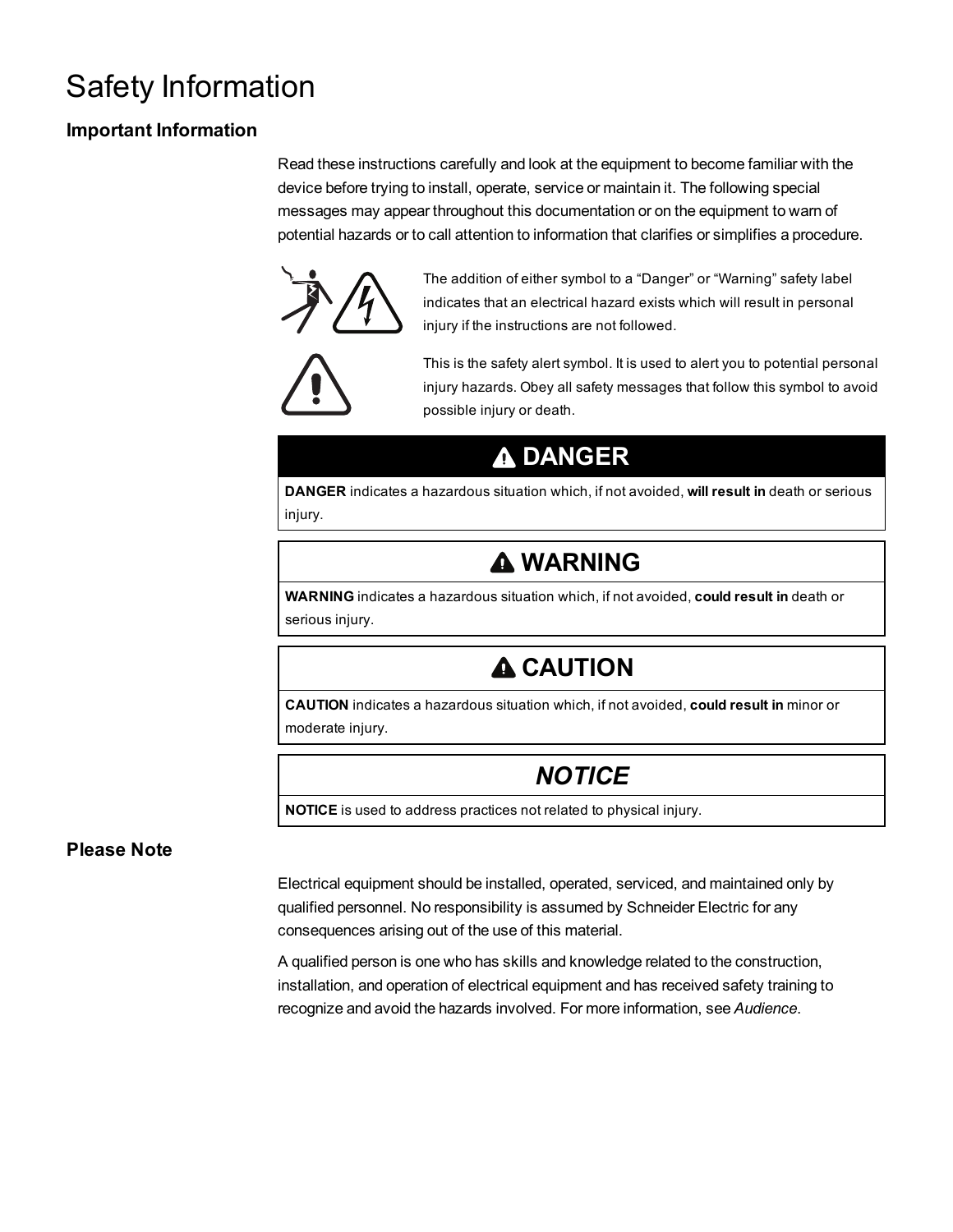# Safety Information

## Important Information

Read these instructions carefully and look at the equipment to become familiar with the device before trying to install, operate, service or maintain it. The following special messages may appear throughout this documentation or on the equipment to warn of potential hazards or to call attention to information that clarifies or simplifies a procedure.

The addition of either symbol to a “Danger” or “Warning” safety label indicates that an electrical hazard exists which will result in personal injury if the instructions are not followed.

This is the safety alert symbol. It is used to alert you to potential personal injury hazards. Obey all safety messages that follow this symbol to avoid possible injury or death.

**DANGER**

**DANGER** indicates a hazardous situation which, if not avoided, **will result in** death or serious injury.

**WARNING**

**WARNING** indicates a hazardous situation which, if not avoided, **could result in** death or serious injury.

**CAUTION**

**CAUTION** indicates a hazardous situation which, if not avoided, **could result in** minor or moderate injury.

***NOTICE***

**NOTICE** is used to address practices not related to physical injury.

## Please Note

Electrical equipment should be installed, operated, serviced, and maintained only by qualified personnel. No responsibility is assumed by Schneider Electric for any consequences arising out of the use of this material.

A qualified person is one who has skills and knowledge related to the construction, installation, and operation of electrical equipment and has received safety training to recognize and avoid the hazards involved. For more information, see *Audience*.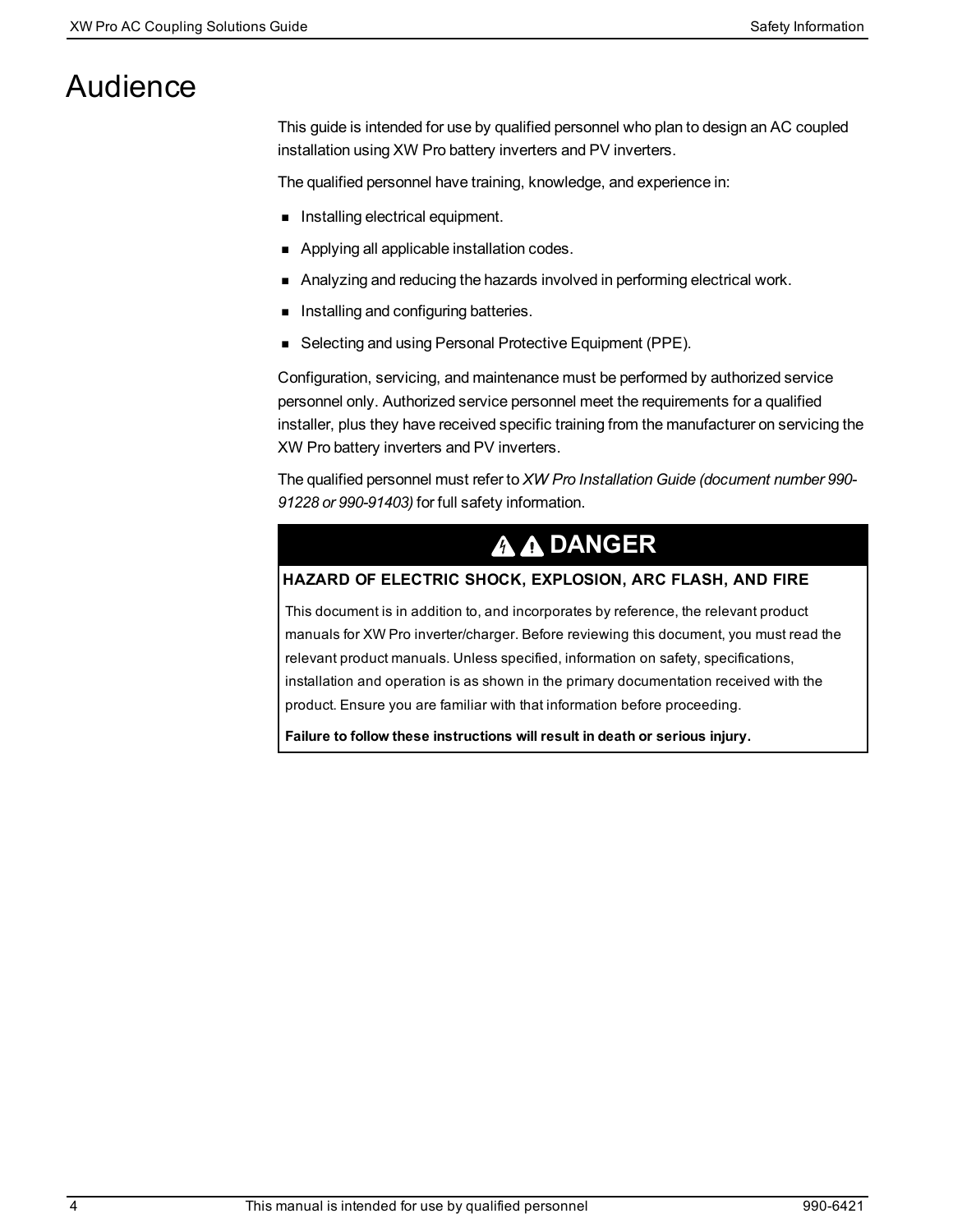# Audience

This guide is intended for use by qualified personnel who plan to design an AC coupled installation using XW Pro battery inverters and PV inverters.

The qualified personnel have training, knowledge, and experience in:

- Installing electrical equipment.
- Applying all applicable installation codes.
- Analyzing and reducing the hazards involved in performing electrical work.
- Installing and configuring batteries.
- Selecting and using Personal Protective Equipment (PPE).

Configuration, servicing, and maintenance must be performed by authorized service personnel only. Authorized service personnel meet the requirements for a qualified installer, plus they have received specific training from the manufacturer on servicing the XW Pro battery inverters and PV inverters.

The qualified personnel must refer to *XW Pro Installation Guide (document number 990-91228 or 990-91403)* for full safety information.

**DANGER**

**HAZARD OF ELECTRIC SHOCK, EXPLOSION, ARC FLASH, AND FIRE**

This document is in addition to, and incorporates by reference, the relevant product manuals for XW Pro inverter/charger. Before reviewing this document, you must read the relevant product manuals. Unless specified, information on safety, specifications, installation and operation is as shown in the primary documentation received with the product. Ensure you are familiar with that information before proceeding.

**Failure to follow these instructions will result in death or serious injury.**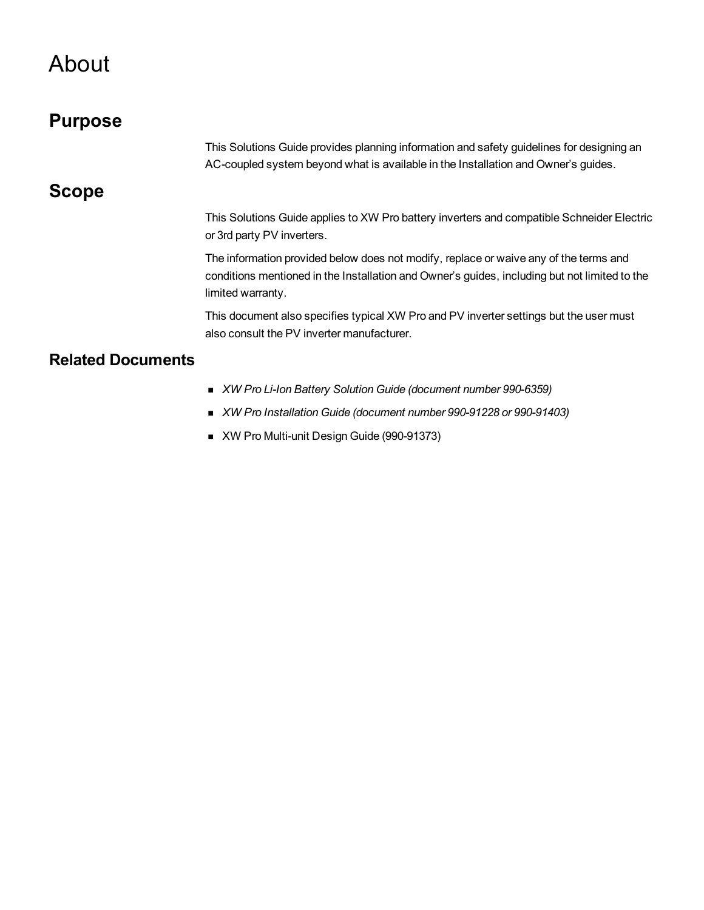# About

## Purpose

This Solutions Guide provides planning information and safety guidelines for designing an AC-coupled system beyond what is available in the Installation and Owner's guides.

## Scope

This Solutions Guide applies to XW Pro battery inverters and compatible Schneider Electric or 3rd party PV inverters.

The information provided below does not modify, replace or waive any of the terms and conditions mentioned in the Installation and Owner's guides, including but not limited to the limited warranty.

This document also specifies typical XW Pro and PV inverter settings but the user must also consult the PV inverter manufacturer.

## Related Documents

- *XW Pro Li-Ion Battery Solution Guide (document number 990-6359)*
- *XW Pro Installation Guide (document number 990-91228 or 990-91403)*
- XW Pro Multi-unit Design Guide (990-91373)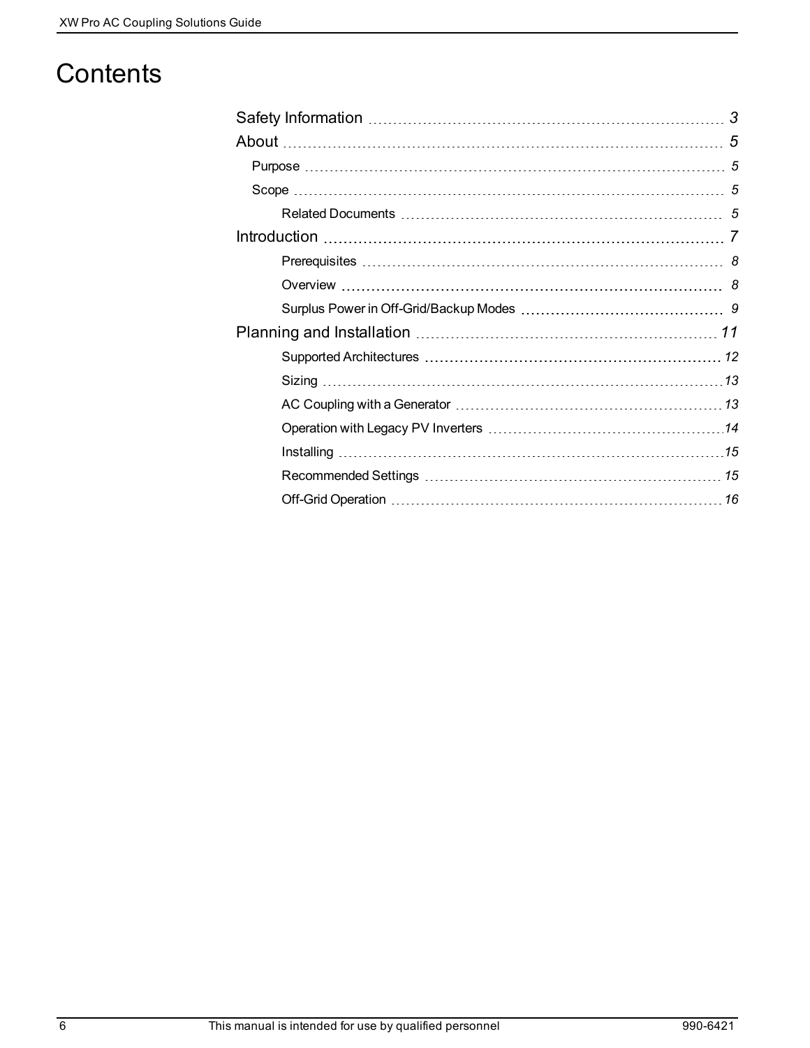# Contents

Safety Information 3

About 5

- Purpose 5
- Scope 5
  - Related Documents 5

Introduction 7

- Prerequisites 8
- Overview 8
- Surplus Power in Off-Grid/Backup Modes 9

Planning and Installation 11

- Supported Architectures 12
- Sizing 13
- AC Coupling with a Generator 13
- Operation with Legacy PV Inverters 14
- Installing 15
- Recommended Settings 15
- Off-Grid Operation 16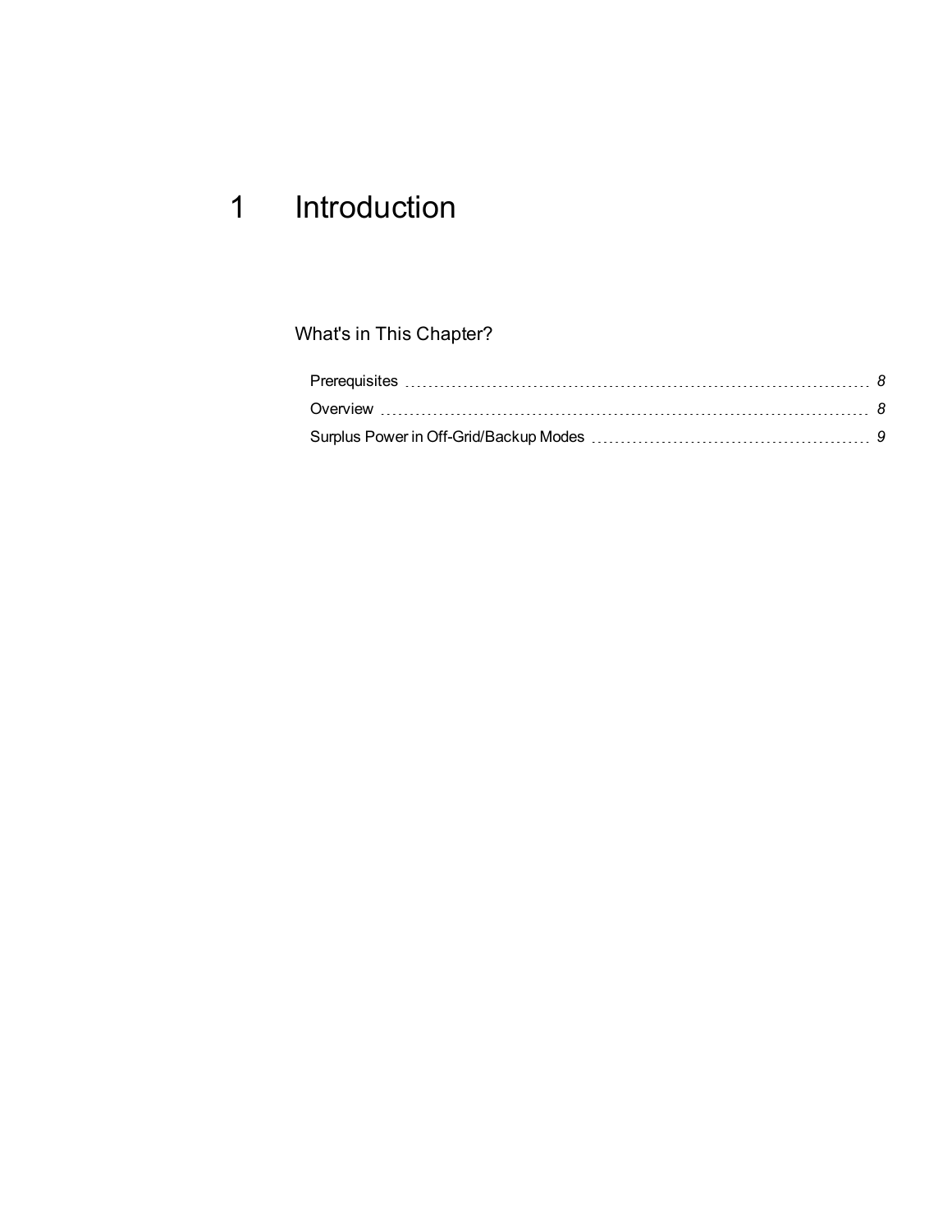# 1 Introduction

## What's in This Chapter?

| | |
|---|---|
| Prerequisites | *8* |
| Overview | *8* |
| Surplus Power in Off-Grid/Backup Modes | *9* |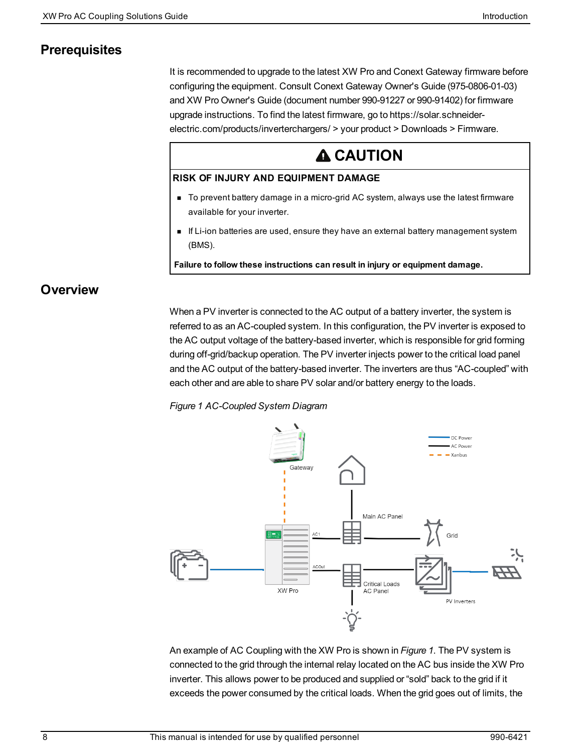## Prerequisites

It is recommended to upgrade to the latest XW Pro and Conext Gateway firmware before configuring the equipment. Consult Conext Gateway Owner's Guide (975-0806-01-03) and XW Pro Owner's Guide (document number 990-91227 or 990-91402) for firmware upgrade instructions. To find the latest firmware, go to https://solar.schneider-electric.com/products/inverterchargers/ > your product > Downloads > Firmware.

**⚠ CAUTION**

**RISK OF INJURY AND EQUIPMENT DAMAGE**

- To prevent battery damage in a micro-grid AC system, always use the latest firmware available for your inverter.
- If Li-ion batteries are used, ensure they have an external battery management system (BMS).

**Failure to follow these instructions can result in injury or equipment damage.**

## Overview

When a PV inverter is connected to the AC output of a battery inverter, the system is referred to as an AC-coupled system. In this configuration, the PV inverter is exposed to the AC output voltage of the battery-based inverter, which is responsible for grid forming during off-grid/backup operation. The PV inverter injects power to the critical load panel and the AC output of the battery-based inverter. The inverters are thus "AC-coupled" with each other and are able to share PV solar and/or battery energy to the loads.

*Figure 1 AC-Coupled System Diagram*

An example of AC Coupling with the XW Pro is shown in *Figure 1*. The PV system is connected to the grid through the internal relay located on the AC bus inside the XW Pro inverter. This allows power to be produced and supplied or "sold" back to the grid if it exceeds the power consumed by the critical loads. When the grid goes out of limits, the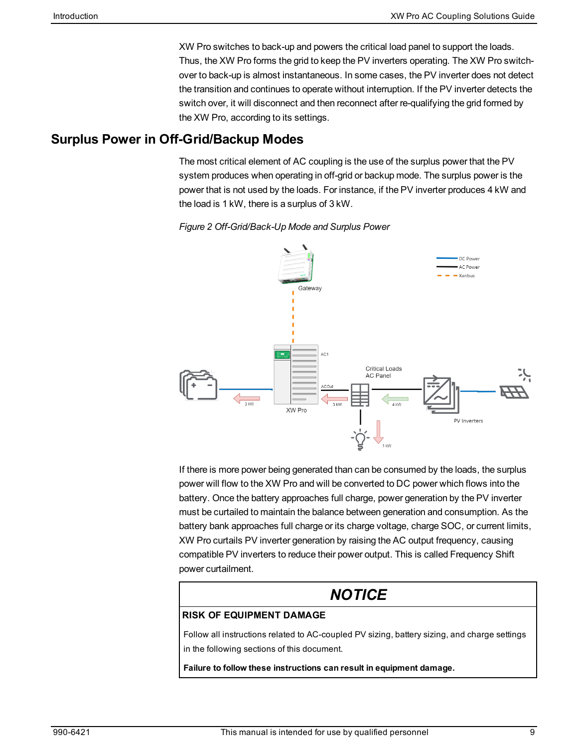XW Pro switches to back-up and powers the critical load panel to support the loads. Thus, the XW Pro forms the grid to keep the PV inverters operating. The XW Pro switch-over to back-up is almost instantaneous. In some cases, the PV inverter does not detect the transition and continues to operate without interruption. If the PV inverter detects the switch over, it will disconnect and then reconnect after re-qualifying the grid formed by the XW Pro, according to its settings.

## Surplus Power in Off-Grid/Backup Modes

The most critical element of AC coupling is the use of the surplus power that the PV system produces when operating in off-grid or backup mode. The surplus power is the power that is not used by the loads. For instance, if the PV inverter produces 4 kW and the load is 1 kW, there is a surplus of 3 kW.

*Figure 2 Off-Grid/Back-Up Mode and Surplus Power*

If there is more power being generated than can be consumed by the loads, the surplus power will flow to the XW Pro and will be converted to DC power which flows into the battery. Once the battery approaches full charge, power generation by the PV inverter must be curtailed to maintain the balance between generation and consumption. As the battery bank approaches full charge or its charge voltage, charge SOC, or current limits, XW Pro curtails PV inverter generation by raising the AC output frequency, causing compatible PV inverters to reduce their power output. This is called Frequency Shift power curtailment.

> **NOTICE**
>
> **RISK OF EQUIPMENT DAMAGE**
>
> Follow all instructions related to AC-coupled PV sizing, battery sizing, and charge settings in the following sections of this document.
>
> **Failure to follow these instructions can result in equipment damage.**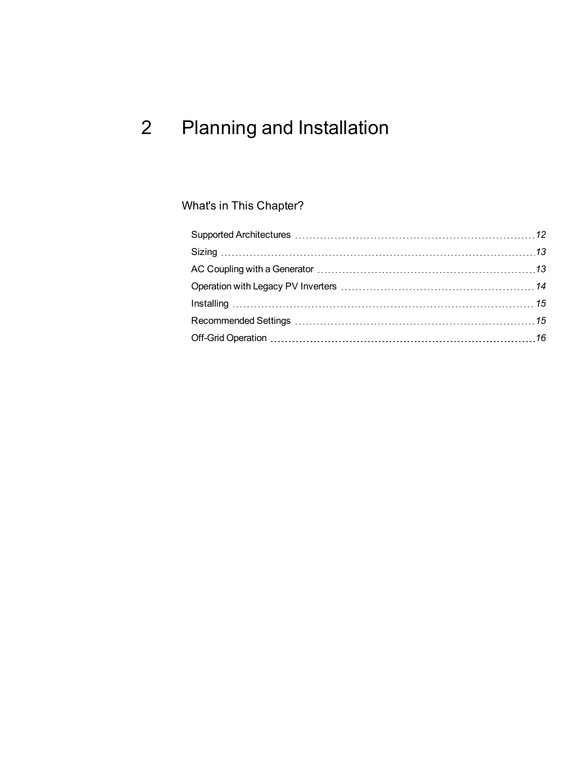# 2 Planning and Installation

## What's in This Chapter?

| | |
|---|---|
| Supported Architectures | 12 |
| Sizing | 13 |
| AC Coupling with a Generator | 13 |
| Operation with Legacy PV Inverters | 14 |
| Installing | 15 |
| Recommended Settings | 15 |
| Off-Grid Operation | 16 |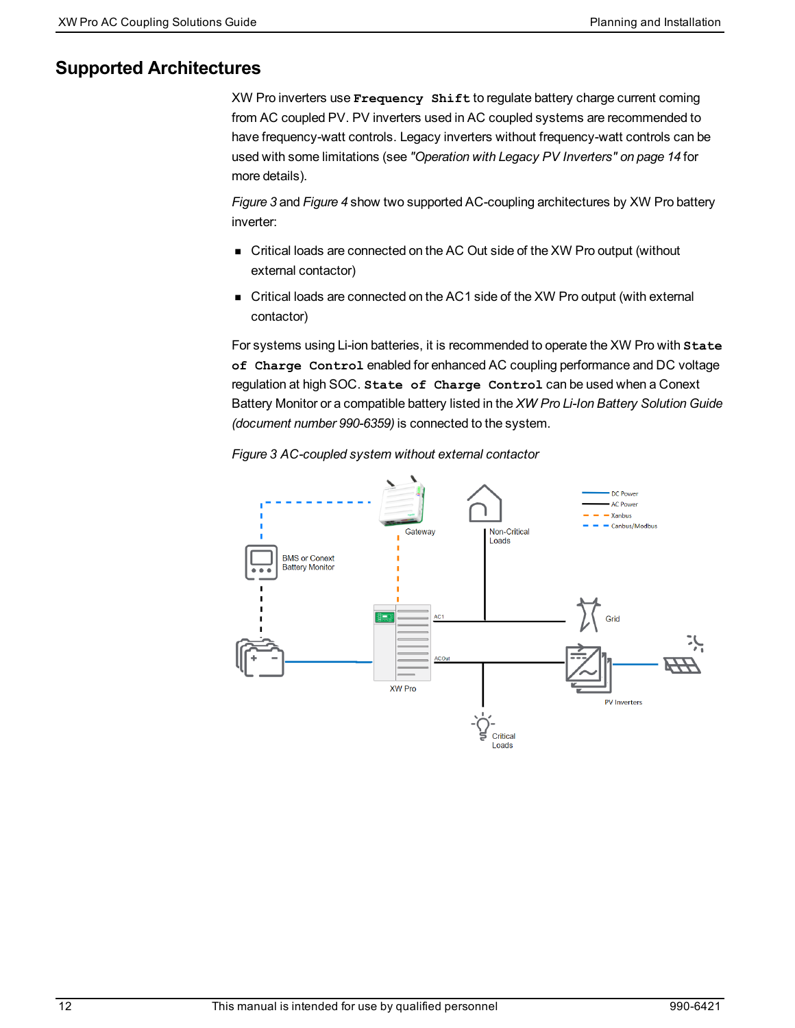## Supported Architectures

XW Pro inverters use **`Frequency Shift`** to regulate battery charge current coming from AC coupled PV. PV inverters used in AC coupled systems are recommended to have frequency-watt controls. Legacy inverters without frequency-watt controls can be used with some limitations (see *"Operation with Legacy PV Inverters" on page 14* for more details).

*Figure 3* and *Figure 4* show two supported AC-coupling architectures by XW Pro battery inverter:

- Critical loads are connected on the AC Out side of the XW Pro output (without external contactor)
- Critical loads are connected on the AC1 side of the XW Pro output (with external contactor)

For systems using Li-ion batteries, it is recommended to operate the XW Pro with **`State of Charge Control`** enabled for enhanced AC coupling performance and DC voltage regulation at high SOC. **`State of Charge Control`** can be used when a Conext Battery Monitor or a compatible battery listed in the *XW Pro Li-Ion Battery Solution Guide (document number 990-6359)* is connected to the system.

*Figure 3 AC-coupled system without external contactor*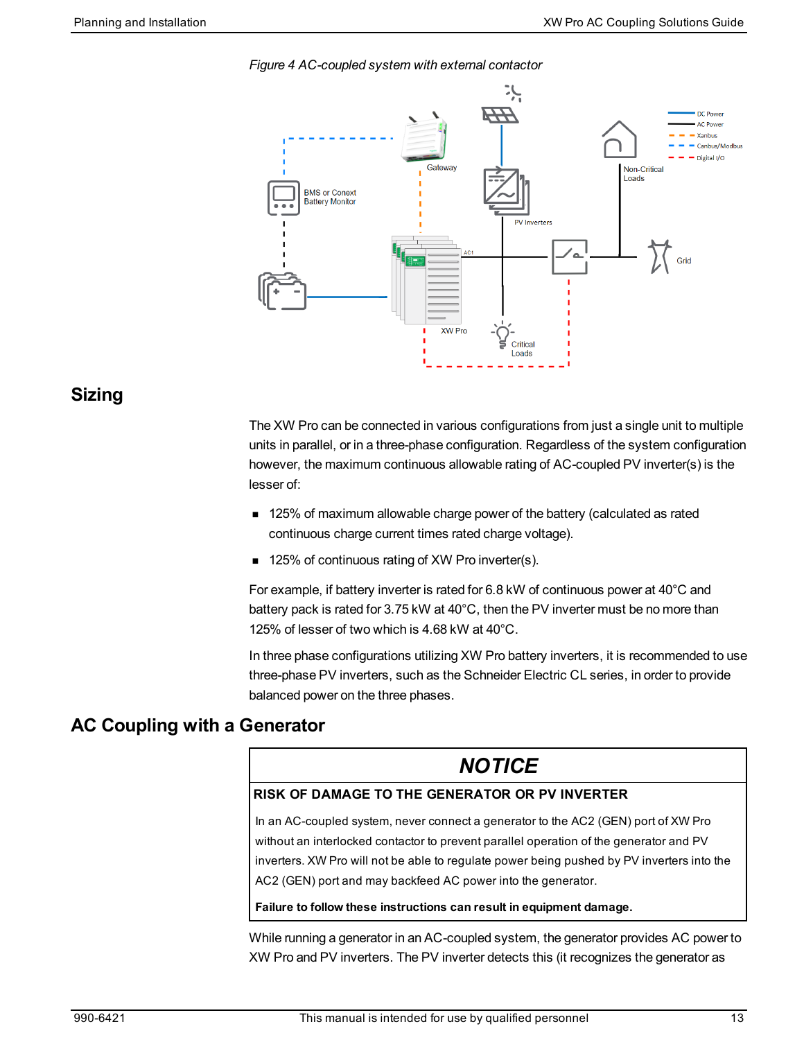*Figure 4 AC-coupled system with external contactor*

## Sizing

The XW Pro can be connected in various configurations from just a single unit to multiple units in parallel, or in a three-phase configuration. Regardless of the system configuration however, the maximum continuous allowable rating of AC-coupled PV inverter(s) is the lesser of:

- 125% of maximum allowable charge power of the battery (calculated as rated continuous charge current times rated charge voltage).
- 125% of continuous rating of XW Pro inverter(s).

For example, if battery inverter is rated for 6.8 kW of continuous power at 40°C and battery pack is rated for 3.75 kW at 40°C, then the PV inverter must be no more than 125% of lesser of two which is 4.68 kW at 40°C.

In three phase configurations utilizing XW Pro battery inverters, it is recommended to use three-phase PV inverters, such as the Schneider Electric CL series, in order to provide balanced power on the three phases.

## AC Coupling with a Generator

> **NOTICE**
>
> **RISK OF DAMAGE TO THE GENERATOR OR PV INVERTER**
>
> In an AC-coupled system, never connect a generator to the AC2 (GEN) port of XW Pro without an interlocked contactor to prevent parallel operation of the generator and PV inverters. XW Pro will not be able to regulate power being pushed by PV inverters into the AC2 (GEN) port and may backfeed AC power into the generator.
>
> **Failure to follow these instructions can result in equipment damage.**

While running a generator in an AC-coupled system, the generator provides AC power to XW Pro and PV inverters. The PV inverter detects this (it recognizes the generator as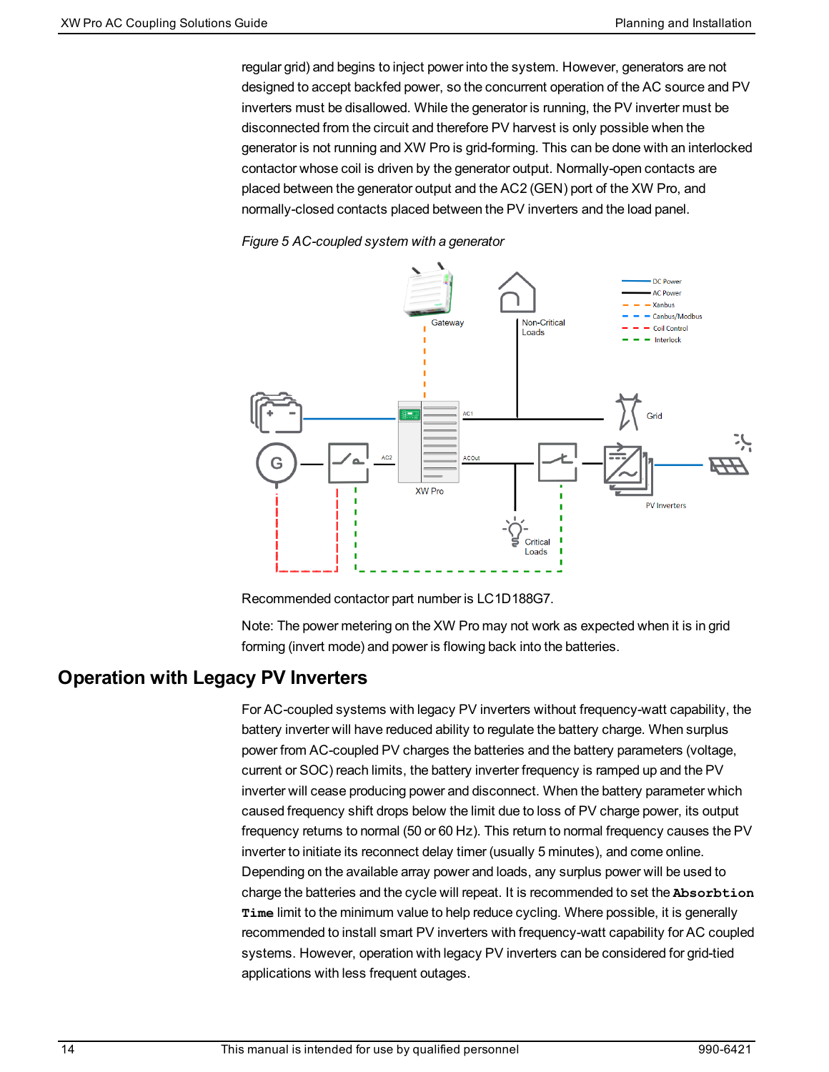regular grid) and begins to inject power into the system. However, generators are not designed to accept backfed power, so the concurrent operation of the AC source and PV inverters must be disallowed. While the generator is running, the PV inverter must be disconnected from the circuit and therefore PV harvest is only possible when the generator is not running and XW Pro is grid-forming. This can be done with an interlocked contactor whose coil is driven by the generator output. Normally-open contacts are placed between the generator output and the AC2 (GEN) port of the XW Pro, and normally-closed contacts placed between the PV inverters and the load panel.

*Figure 5 AC-coupled system with a generator*

Recommended contactor part number is LC1D188G7.

Note: The power metering on the XW Pro may not work as expected when it is in grid forming (invert mode) and power is flowing back into the batteries.

## Operation with Legacy PV Inverters

For AC-coupled systems with legacy PV inverters without frequency-watt capability, the battery inverter will have reduced ability to regulate the battery charge. When surplus power from AC-coupled PV charges the batteries and the battery parameters (voltage, current or SOC) reach limits, the battery inverter frequency is ramped up and the PV inverter will cease producing power and disconnect. When the battery parameter which caused frequency shift drops below the limit due to loss of PV charge power, its output frequency returns to normal (50 or 60 Hz). This return to normal frequency causes the PV inverter to initiate its reconnect delay timer (usually 5 minutes), and come online. Depending on the available array power and loads, any surplus power will be used to charge the batteries and the cycle will repeat. It is recommended to set the **`Absorbtion Time`** limit to the minimum value to help reduce cycling. Where possible, it is generally recommended to install smart PV inverters with frequency-watt capability for AC coupled systems. However, operation with legacy PV inverters can be considered for grid-tied applications with less frequent outages.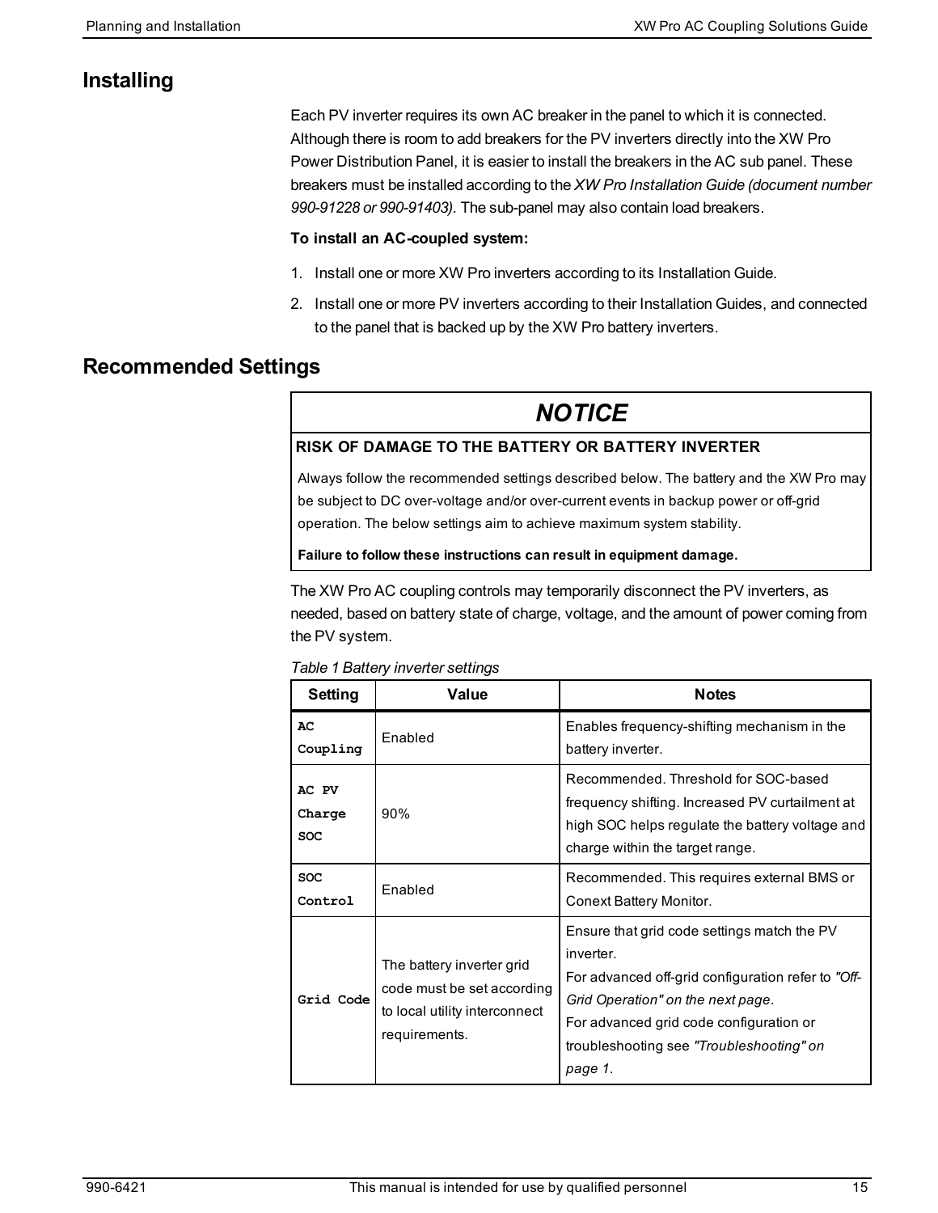## Installing

Each PV inverter requires its own AC breaker in the panel to which it is connected. Although there is room to add breakers for the PV inverters directly into the XW Pro Power Distribution Panel, it is easier to install the breakers in the AC sub panel. These breakers must be installed according to the *XW Pro Installation Guide (document number 990-91228 or 990-91403)*. The sub-panel may also contain load breakers.

**To install an AC-coupled system:**

1. Install one or more XW Pro inverters according to its Installation Guide.
2. Install one or more PV inverters according to their Installation Guides, and connected to the panel that is backed up by the XW Pro battery inverters.

## Recommended Settings

> ***NOTICE***
>
> **RISK OF DAMAGE TO THE BATTERY OR BATTERY INVERTER**
>
> Always follow the recommended settings described below. The battery and the XW Pro may be subject to DC over-voltage and/or over-current events in backup power or off-grid operation. The below settings aim to achieve maximum system stability.
>
> **Failure to follow these instructions can result in equipment damage.**

The XW Pro AC coupling controls may temporarily disconnect the PV inverters, as needed, based on battery state of charge, voltage, and the amount of power coming from the PV system.

*Table 1 Battery inverter settings*

| Setting | Value | Notes |
|---|---|---|
| `AC Coupling` | Enabled | Enables frequency-shifting mechanism in the battery inverter. |
| `AC PV Charge SOC` | 90% | Recommended. Threshold for SOC-based frequency shifting. Increased PV curtailment at high SOC helps regulate the battery voltage and charge within the target range. |
| `SOC Control` | Enabled | Recommended. This requires external BMS or Conext Battery Monitor. |
| `Grid Code` | The battery inverter grid code must be set according to local utility interconnect requirements. | Ensure that grid code settings match the PV inverter.<br>For advanced off-grid configuration refer to *"Off-Grid Operation" on the next page*.<br>For advanced grid code configuration or troubleshooting see *"Troubleshooting" on page 1*. |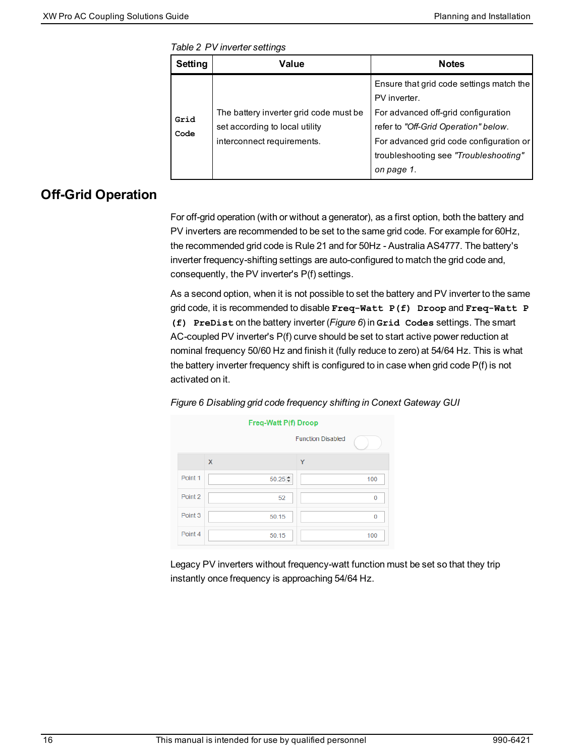Table 2 PV inverter settings

| Setting | Value | Notes |
|---|---|---|
| `Grid Code` | The battery inverter grid code must be set according to local utility interconnect requirements. | Ensure that grid code settings match the PV inverter.<br>For advanced off-grid configuration refer to *"Off-Grid Operation" below*.<br>For advanced grid code configuration or troubleshooting see *"Troubleshooting" on page 1*. |

## Off-Grid Operation

For off-grid operation (with or without a generator), as a first option, both the battery and PV inverters are recommended to be set to the same grid code. For example for 60Hz, the recommended grid code is Rule 21 and for 50Hz - Australia AS4777. The battery's inverter frequency-shifting settings are auto-configured to match the grid code and, consequently, the PV inverter's P(f) settings.

As a second option, when it is not possible to set the battery and PV inverter to the same grid code, it is recommended to disable **`Freq-Watt P(f) Droop`** and **`Freq-Watt P (f) PreDist`** on the battery inverter (*Figure 6*) in **`Grid Codes`** settings. The smart AC-coupled PV inverter's P(f) curve should be set to start active power reduction at nominal frequency 50/60 Hz and finish it (fully reduce to zero) at 54/64 Hz. This is what the battery inverter frequency shift is configured to in case when grid code P(f) is not activated on it.

*Figure 6 Disabling grid code frequency shifting in Conext Gateway GUI*

Freq-Watt P(f) Droop

Function Disabled

| | X | Y |
|---|---|---|
| Point 1 | 50.25 | 100 |
| Point 2 | 52 | 0 |
| Point 3 | 50.15 | 0 |
| Point 4 | 50.15 | 100 |

Legacy PV inverters without frequency-watt function must be set so that they trip instantly once frequency is approaching 54/64 Hz.